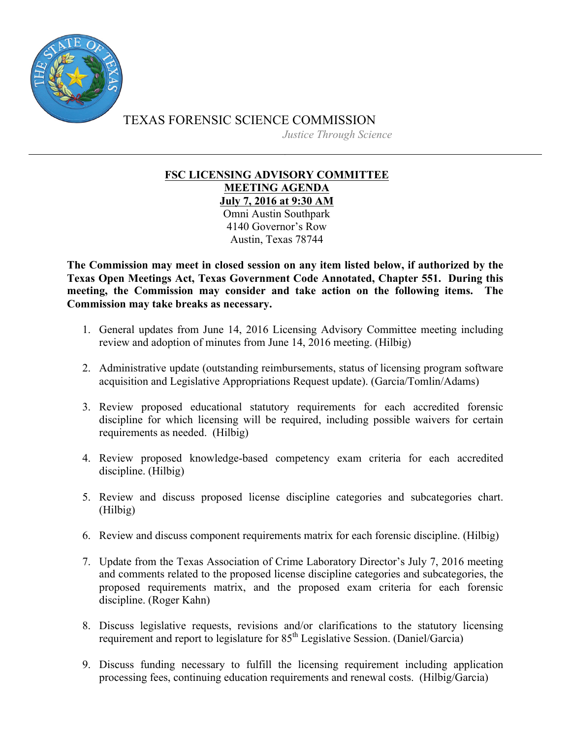TEXAS FORENSIC SCIENCE COMMISSION

*Justice Through Science*

---

**FSC LICENSING ADVISORY COMMITTEE**
**MEETING AGENDA**
**July 7, 2016 at 9:30 AM**
Omni Austin Southpark
4140 Governor's Row
Austin, Texas 78744

**The Commission may meet in closed session on any item listed below, if authorized by the Texas Open Meetings Act, Texas Government Code Annotated, Chapter 551. During this meeting, the Commission may consider and take action on the following items. The Commission may take breaks as necessary.**

1. General updates from June 14, 2016 Licensing Advisory Committee meeting including review and adoption of minutes from June 14, 2016 meeting. (Hilbig)

2. Administrative update (outstanding reimbursements, status of licensing program software acquisition and Legislative Appropriations Request update). (Garcia/Tomlin/Adams)

3. Review proposed educational statutory requirements for each accredited forensic discipline for which licensing will be required, including possible waivers for certain requirements as needed. (Hilbig)

4. Review proposed knowledge-based competency exam criteria for each accredited discipline. (Hilbig)

5. Review and discuss proposed license discipline categories and subcategories chart. (Hilbig)

6. Review and discuss component requirements matrix for each forensic discipline. (Hilbig)

7. Update from the Texas Association of Crime Laboratory Director's July 7, 2016 meeting and comments related to the proposed license discipline categories and subcategories, the proposed requirements matrix, and the proposed exam criteria for each forensic discipline. (Roger Kahn)

8. Discuss legislative requests, revisions and/or clarifications to the statutory licensing requirement and report to legislature for 85th Legislative Session. (Daniel/Garcia)

9. Discuss funding necessary to fulfill the licensing requirement including application processing fees, continuing education requirements and renewal costs. (Hilbig/Garcia)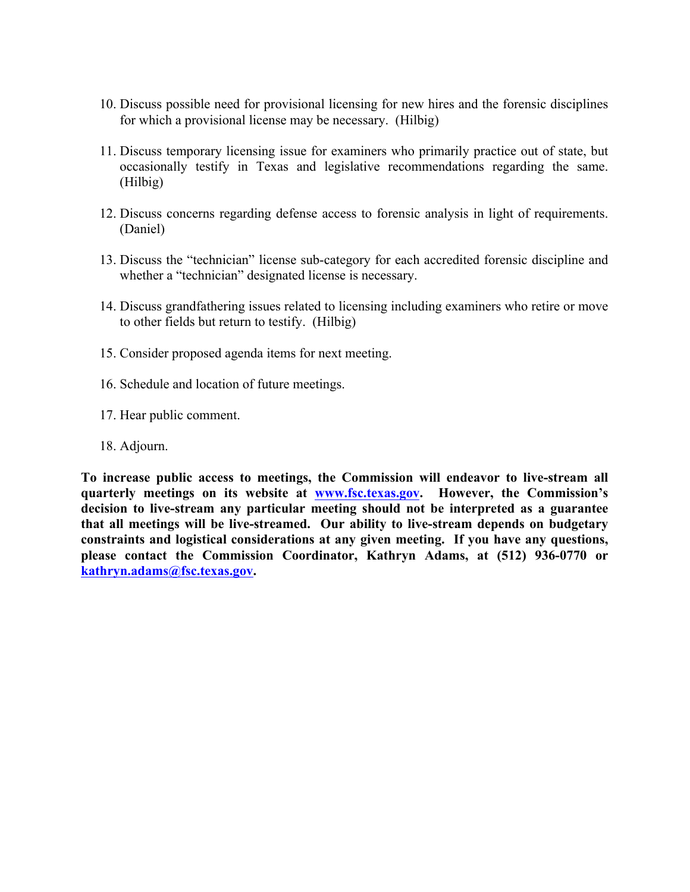10. Discuss possible need for provisional licensing for new hires and the forensic disciplines for which a provisional license may be necessary. (Hilbig)

11. Discuss temporary licensing issue for examiners who primarily practice out of state, but occasionally testify in Texas and legislative recommendations regarding the same. (Hilbig)

12. Discuss concerns regarding defense access to forensic analysis in light of requirements. (Daniel)

13. Discuss the "technician" license sub-category for each accredited forensic discipline and whether a "technician" designated license is necessary.

14. Discuss grandfathering issues related to licensing including examiners who retire or move to other fields but return to testify. (Hilbig)

15. Consider proposed agenda items for next meeting.

16. Schedule and location of future meetings.

17. Hear public comment.

18. Adjourn.

**To increase public access to meetings, the Commission will endeavor to live-stream all quarterly meetings on its website at [www.fsc.texas.gov](http://www.fsc.texas.gov). However, the Commission's decision to live-stream any particular meeting should not be interpreted as a guarantee that all meetings will be live-streamed. Our ability to live-stream depends on budgetary constraints and logistical considerations at any given meeting. If you have any questions, please contact the Commission Coordinator, Kathryn Adams, at (512) 936-0770 or [kathryn.adams@fsc.texas.gov](mailto:kathryn.adams@fsc.texas.gov).**